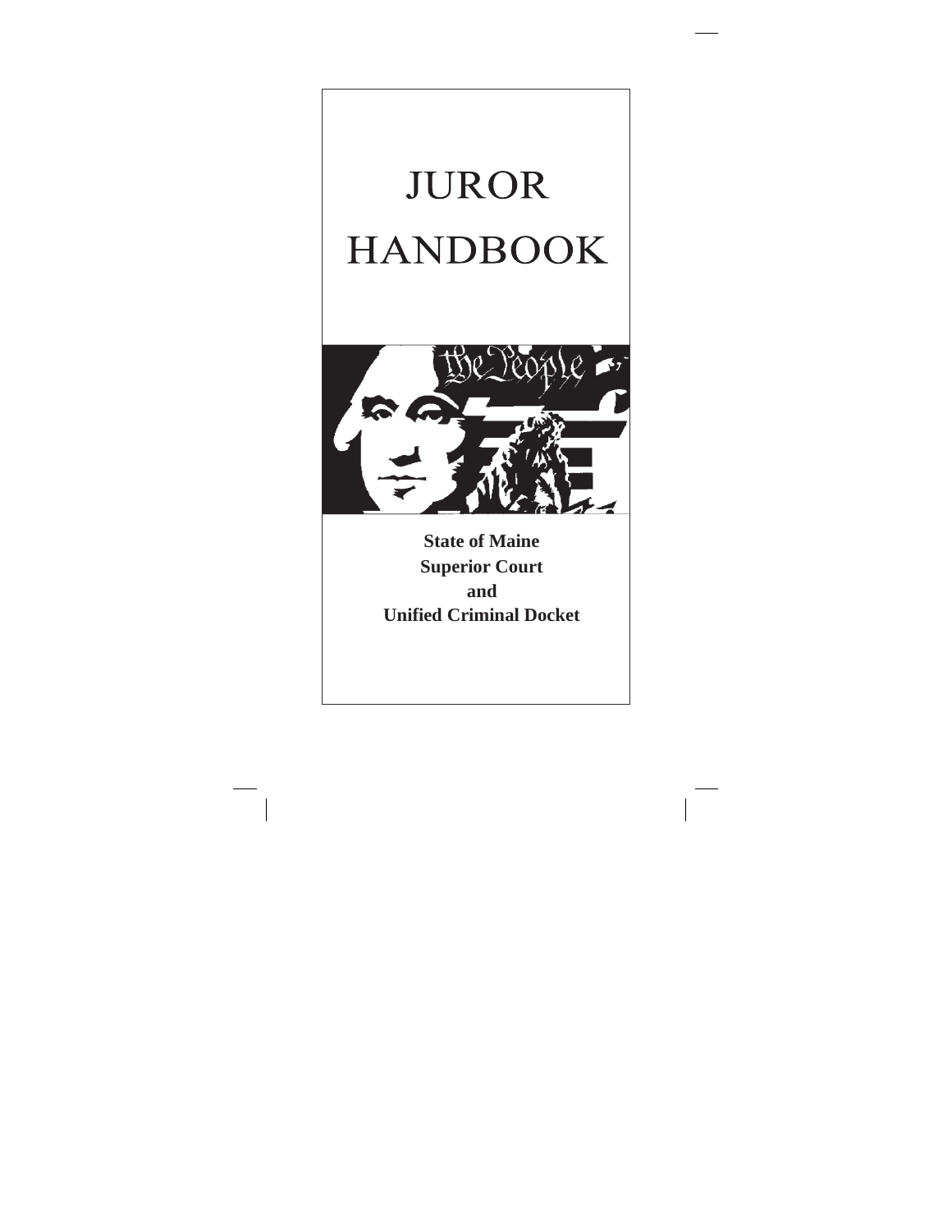# JUROR HANDBOOK

**State of Maine**
**Superior Court**
**and**
**Unified Criminal Docket**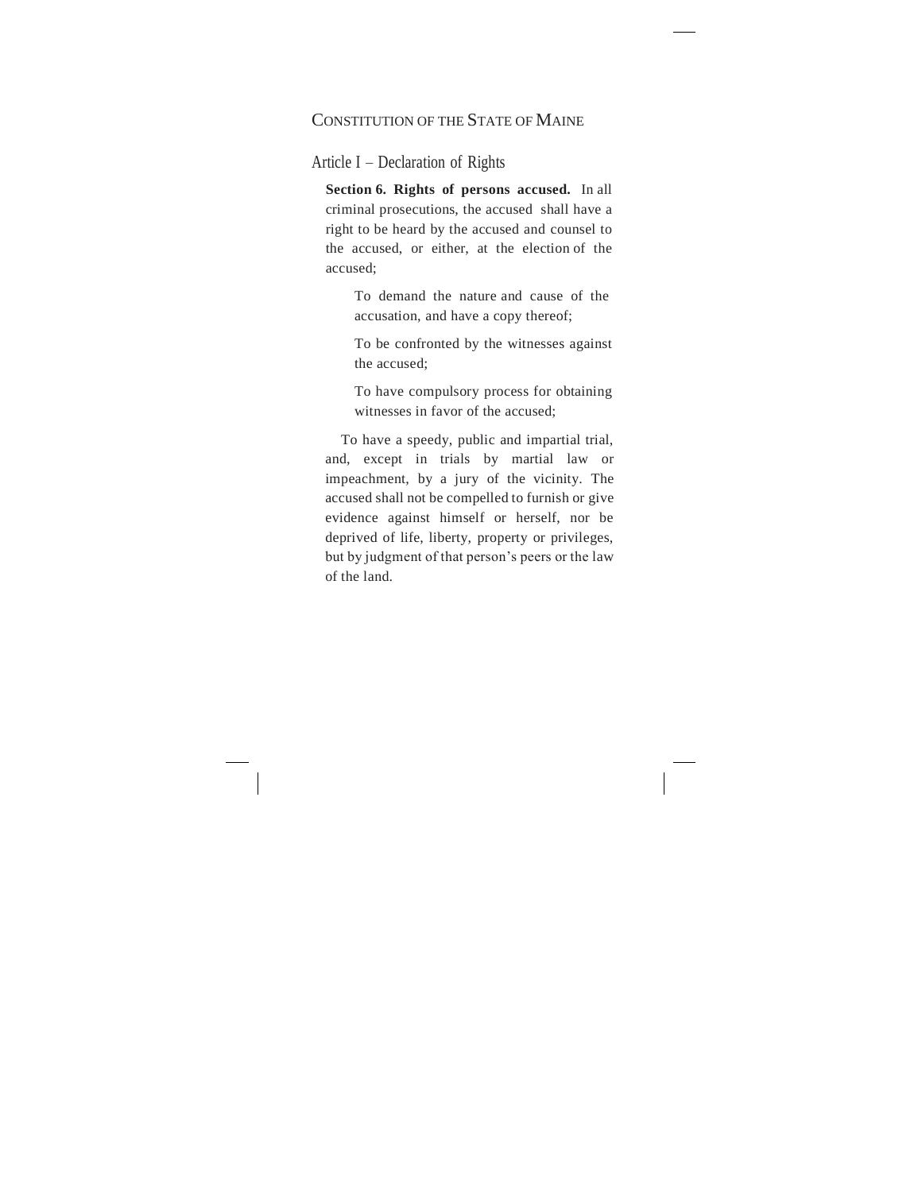# CONSTITUTION OF THE STATE OF MAINE

## Article I – Declaration of Rights

**Section 6. Rights of persons accused.** In all criminal prosecutions, the accused shall have a right to be heard by the accused and counsel to the accused, or either, at the election of the accused;

To demand the nature and cause of the accusation, and have a copy thereof;

To be confronted by the witnesses against the accused;

To have compulsory process for obtaining witnesses in favor of the accused;

To have a speedy, public and impartial trial, and, except in trials by martial law or impeachment, by a jury of the vicinity. The accused shall not be compelled to furnish or give evidence against himself or herself, nor be deprived of life, liberty, property or privileges, but by judgment of that person's peers or the law of the land.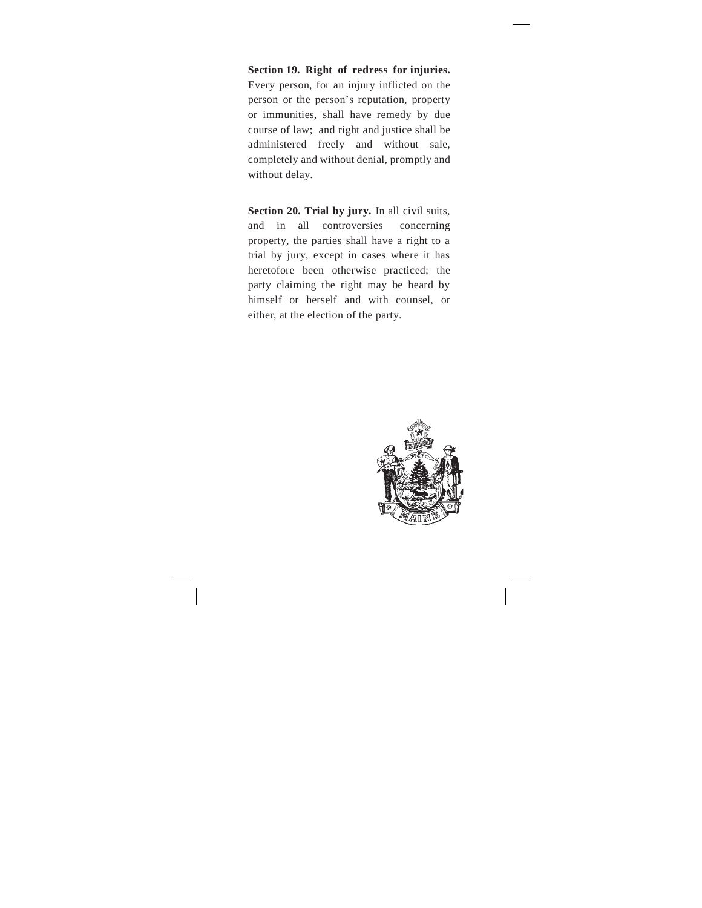**Section 19. Right of redress for injuries.** Every person, for an injury inflicted on the person or the person's reputation, property or immunities, shall have remedy by due course of law; and right and justice shall be administered freely and without sale, completely and without denial, promptly and without delay.

**Section 20. Trial by jury.** In all civil suits, and in all controversies concerning property, the parties shall have a right to a trial by jury, except in cases where it has heretofore been otherwise practiced; the party claiming the right may be heard by himself or herself and with counsel, or either, at the election of the party.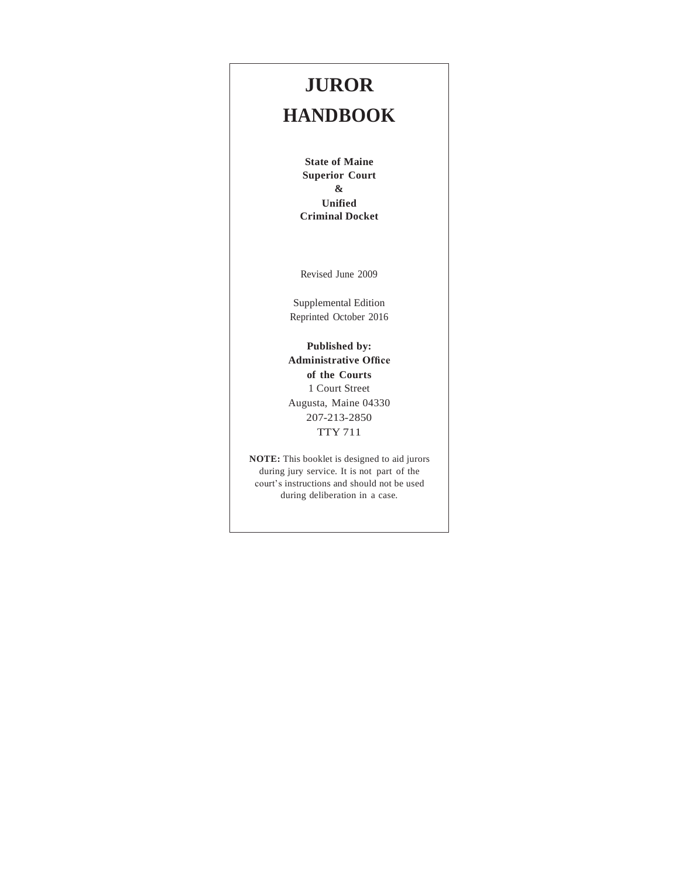# JUROR HANDBOOK

**State of Maine**
**Superior Court**
**&**
**Unified**
**Criminal Docket**

Revised June 2009

Supplemental Edition
Reprinted October 2016

**Published by:**
**Administrative Office**
**of the Courts**
1 Court Street
Augusta, Maine 04330
207-213-2850
TTY 711

**NOTE:** This booklet is designed to aid jurors during jury service. It is not part of the court's instructions and should not be used during deliberation in a case.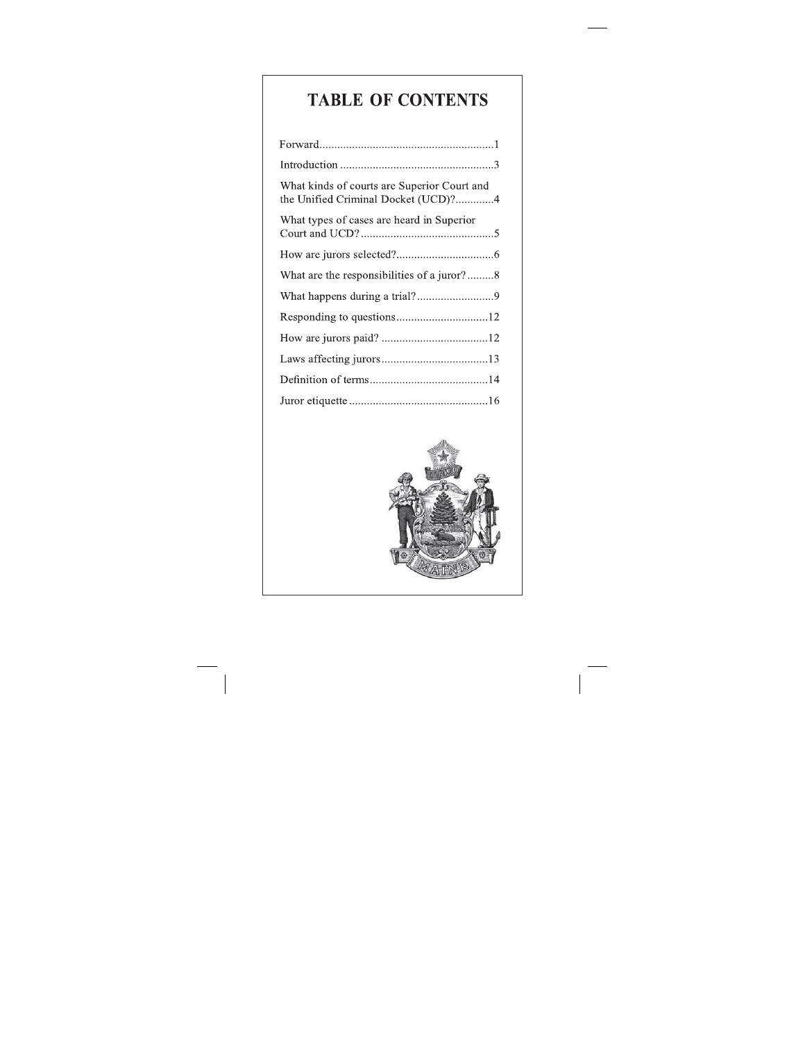# TABLE OF CONTENTS

| | |
|---|---|
| Forward | 1 |
| Introduction | 3 |
| What kinds of courts are Superior Court and the Unified Criminal Docket (UCD)? | 4 |
| What types of cases are heard in Superior Court and UCD? | 5 |
| How are jurors selected? | 6 |
| What are the responsibilities of a juror? | 8 |
| What happens during a trial? | 9 |
| Responding to questions | 12 |
| How are jurors paid? | 12 |
| Laws affecting jurors | 13 |
| Definition of terms | 14 |
| Juror etiquette | 16 |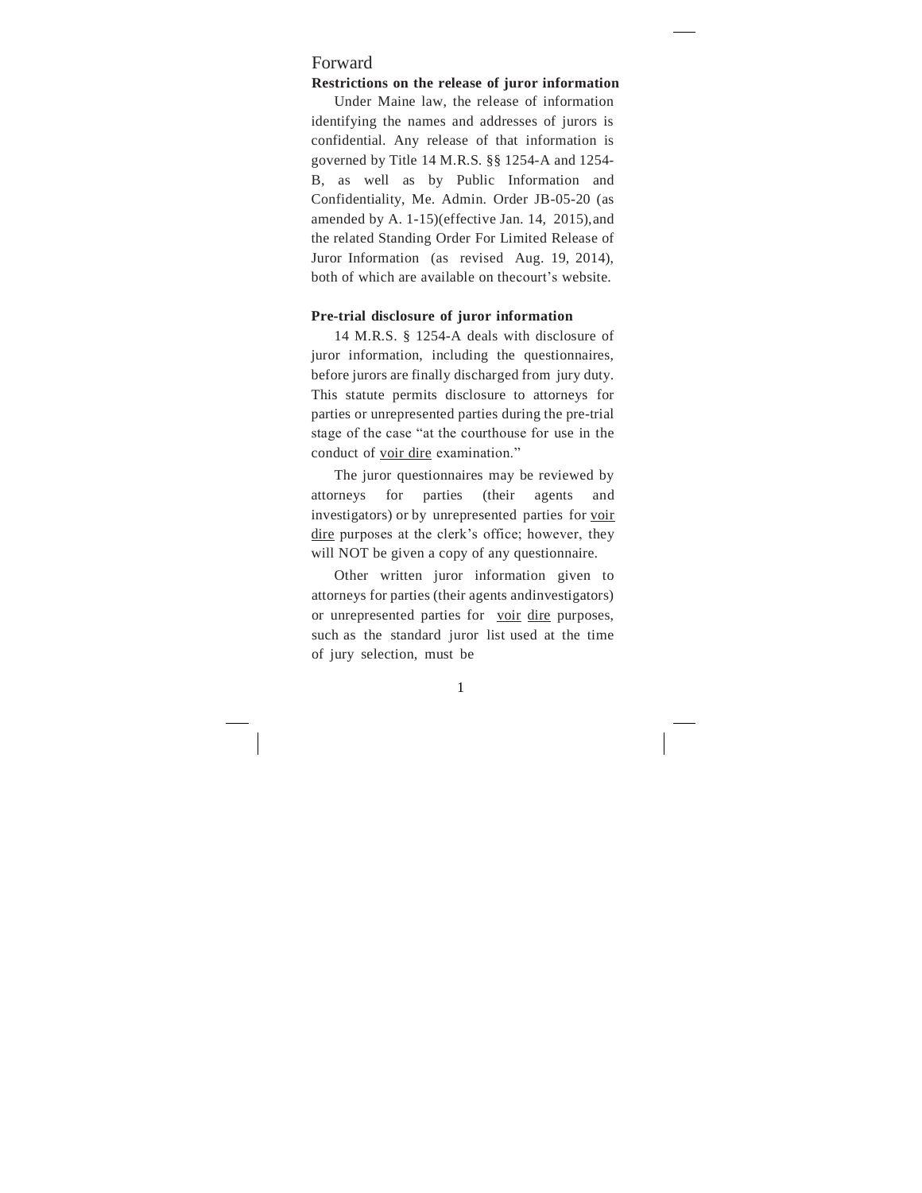# Forward

**Restrictions on the release of juror information**

Under Maine law, the release of information identifying the names and addresses of jurors is confidential. Any release of that information is governed by Title 14 M.R.S. §§ 1254-A and 1254-B, as well as by Public Information and Confidentiality, Me. Admin. Order JB-05-20 (as amended by A. 1-15)(effective Jan. 14, 2015), and the related Standing Order For Limited Release of Juror Information (as revised Aug. 19, 2014), both of which are available on thecourt's website.

**Pre-trial disclosure of juror information**

14 M.R.S. § 1254-A deals with disclosure of juror information, including the questionnaires, before jurors are finally discharged from jury duty. This statute permits disclosure to attorneys for parties or unrepresented parties during the pre-trial stage of the case "at the courthouse for use in the conduct of voir dire examination."

The juror questionnaires may be reviewed by attorneys for parties (their agents and investigators) or by unrepresented parties for voir dire purposes at the clerk's office; however, they will NOT be given a copy of any questionnaire.

Other written juror information given to attorneys for parties (their agents andinvestigators) or unrepresented parties for voir dire purposes, such as the standard juror list used at the time of jury selection, must be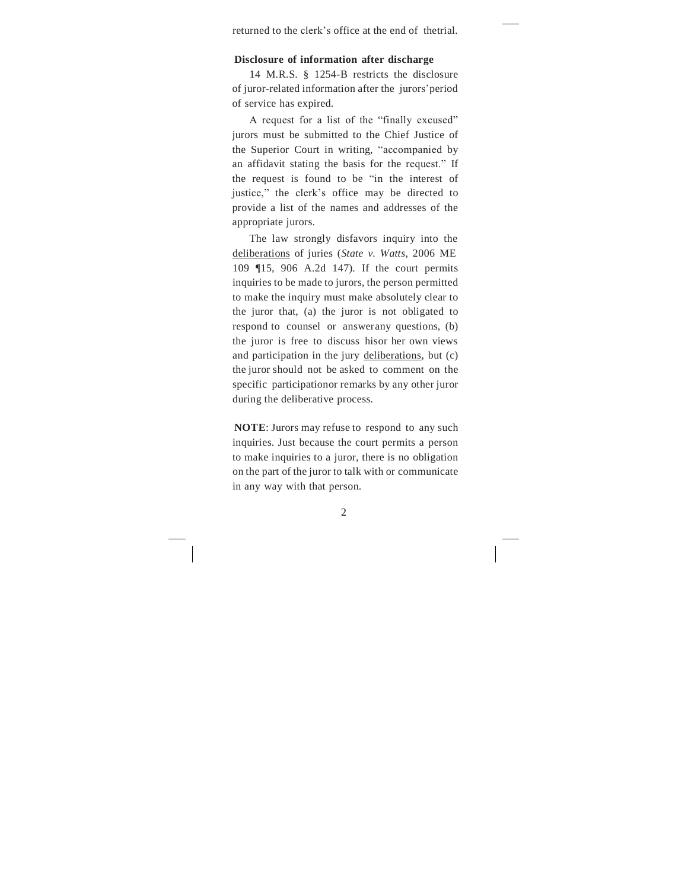returned to the clerk's office at the end of thetrial.

**Disclosure of information after discharge**

14 M.R.S. § 1254-B restricts the disclosure of juror-related information after the jurors' period of service has expired.

A request for a list of the "finally excused" jurors must be submitted to the Chief Justice of the Superior Court in writing, "accompanied by an affidavit stating the basis for the request." If the request is found to be "in the interest of justice," the clerk's office may be directed to provide a list of the names and addresses of the appropriate jurors.

The law strongly disfavors inquiry into the deliberations of juries (*State v. Watts*, 2006 ME 109 ¶15, 906 A.2d 147). If the court permits inquiries to be made to jurors, the person permitted to make the inquiry must make absolutely clear to the juror that, (a) the juror is not obligated to respond to counsel or answerany questions, (b) the juror is free to discuss hisor her own views and participation in the jury deliberations, but (c) the juror should not be asked to comment on the specific participationor remarks by any other juror during the deliberative process.

**NOTE**: Jurors may refuse to respond to any such inquiries. Just because the court permits a person to make inquiries to a juror, there is no obligation on the part of the juror to talk with or communicate in any way with that person.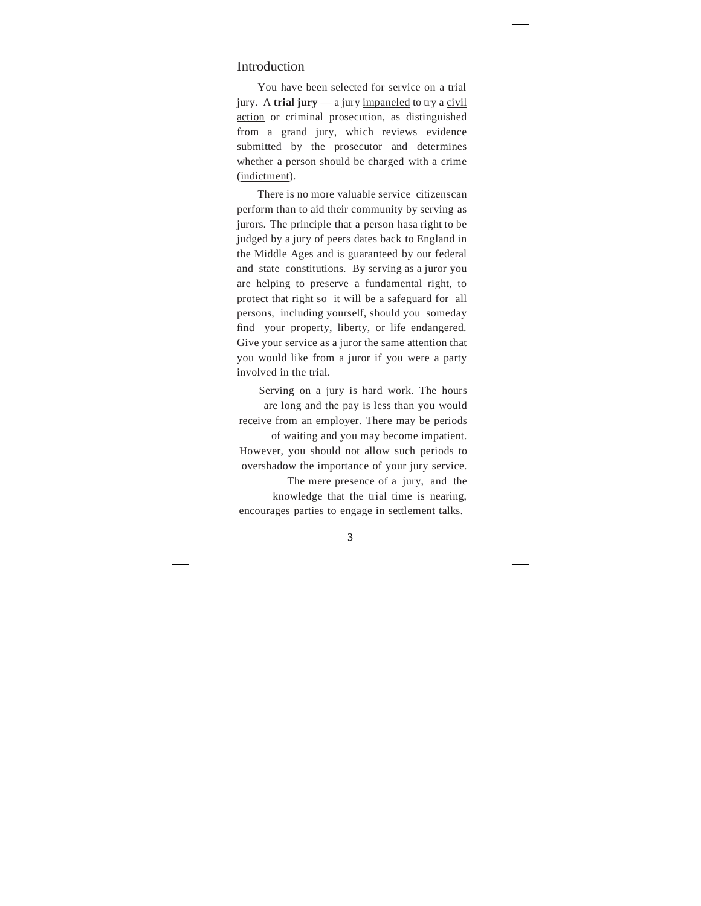## Introduction

You have been selected for service on a trial jury. A **trial jury** — a jury impaneled to try a civil action or criminal prosecution, as distinguished from a grand jury, which reviews evidence submitted by the prosecutor and determines whether a person should be charged with a crime (indictment).

There is no more valuable service citizenscan perform than to aid their community by serving as jurors. The principle that a person hasa right to be judged by a jury of peers dates back to England in the Middle Ages and is guaranteed by our federal and state constitutions. By serving as a juror you are helping to preserve a fundamental right, to protect that right so it will be a safeguard for all persons, including yourself, should you someday find your property, liberty, or life endangered. Give your service as a juror the same attention that you would like from a juror if you were a party involved in the trial.

Serving on a jury is hard work. The hours are long and the pay is less than you would receive from an employer. There may be periods of waiting and you may become impatient. However, you should not allow such periods to overshadow the importance of your jury service. The mere presence of a jury, and the knowledge that the trial time is nearing, encourages parties to engage in settlement talks.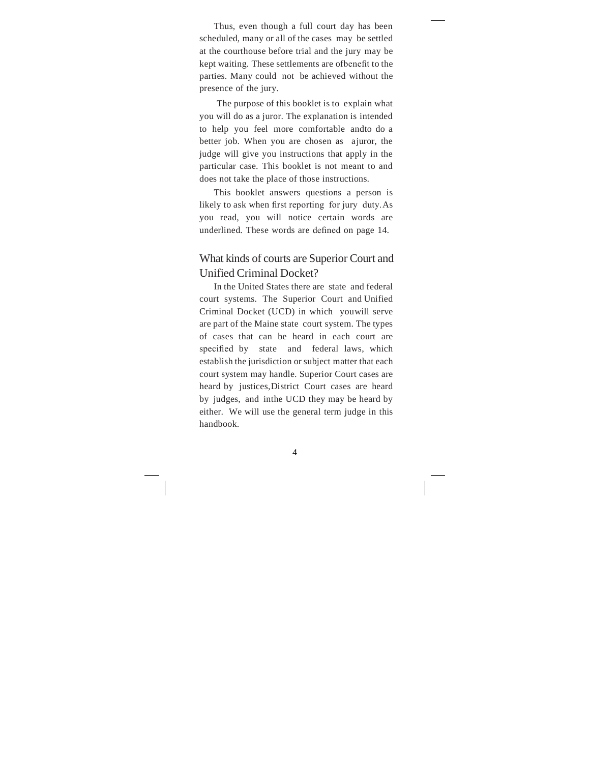Thus, even though a full court day has been scheduled, many or all of the cases may be settled at the courthouse before trial and the jury may be kept waiting. These settlements are ofbenefit to the parties. Many could not be achieved without the presence of the jury.

The purpose of this booklet is to explain what you will do as a juror. The explanation is intended to help you feel more comfortable andto do a better job. When you are chosen as ajuror, the judge will give you instructions that apply in the particular case. This booklet is not meant to and does not take the place of those instructions.

This booklet answers questions a person is likely to ask when first reporting for jury duty. As you read, you will notice certain words are underlined. These words are defined on page 14.

## What kinds of courts are Superior Court and Unified Criminal Docket?

In the United States there are state and federal court systems. The Superior Court and Unified Criminal Docket (UCD) in which youwill serve are part of the Maine state court system. The types of cases that can be heard in each court are specified by state and federal laws, which establish the jurisdiction or subject matter that each court system may handle. Superior Court cases are heard by justices, District Court cases are heard by judges, and inthe UCD they may be heard by either. We will use the general term judge in this handbook.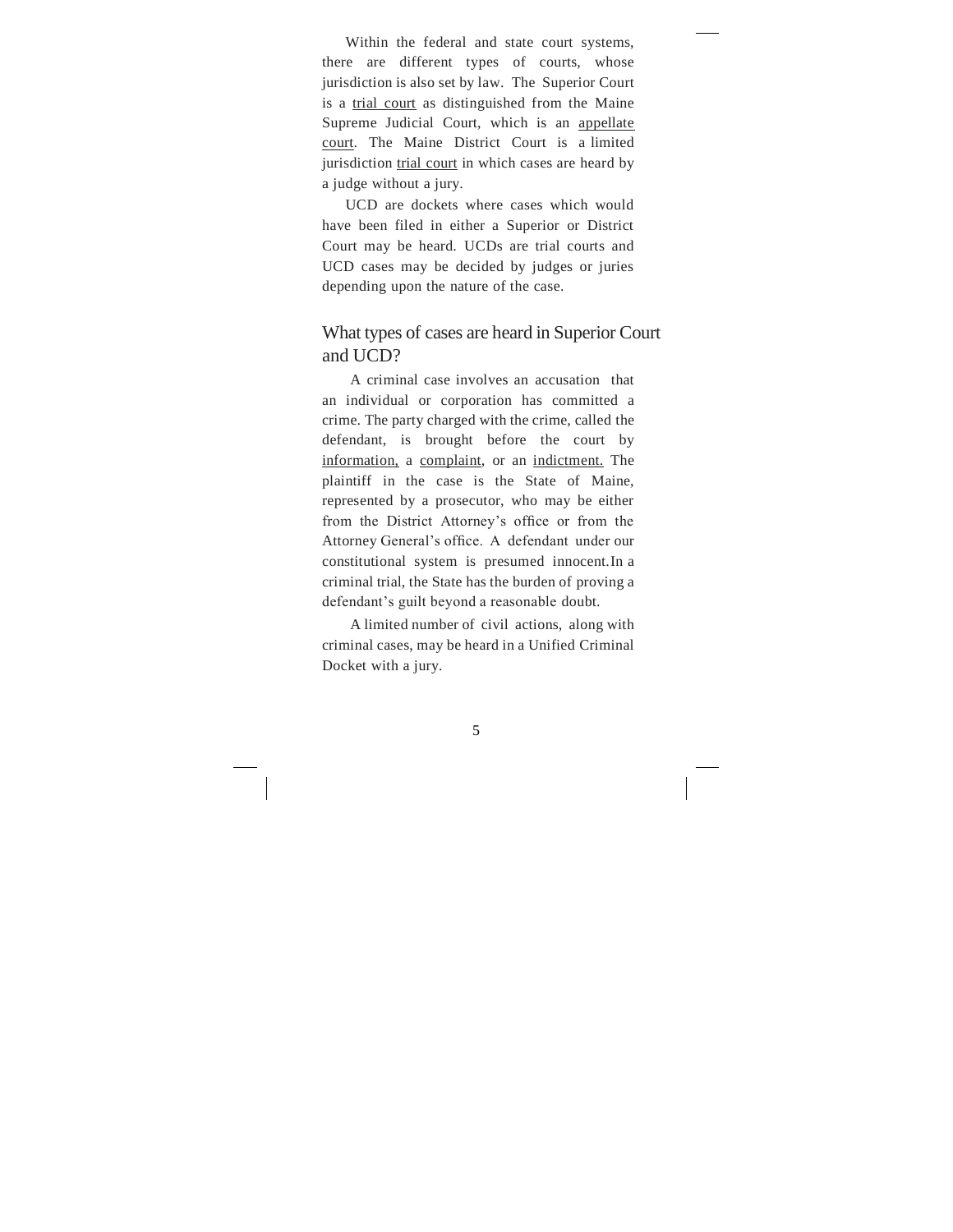Within the federal and state court systems, there are different types of courts, whose jurisdiction is also set by law. The Superior Court is a trial court as distinguished from the Maine Supreme Judicial Court, which is an appellate court. The Maine District Court is a limited jurisdiction trial court in which cases are heard by a judge without a jury.

UCD are dockets where cases which would have been filed in either a Superior or District Court may be heard. UCDs are trial courts and UCD cases may be decided by judges or juries depending upon the nature of the case.

## What types of cases are heard in Superior Court and UCD?

A criminal case involves an accusation that an individual or corporation has committed a crime. The party charged with the crime, called the defendant, is brought before the court by information, a complaint, or an indictment. The plaintiff in the case is the State of Maine, represented by a prosecutor, who may be either from the District Attorney's office or from the Attorney General's office. A defendant under our constitutional system is presumed innocent.In a criminal trial, the State has the burden of proving a defendant's guilt beyond a reasonable doubt.

A limited number of civil actions, along with criminal cases, may be heard in a Unified Criminal Docket with a jury.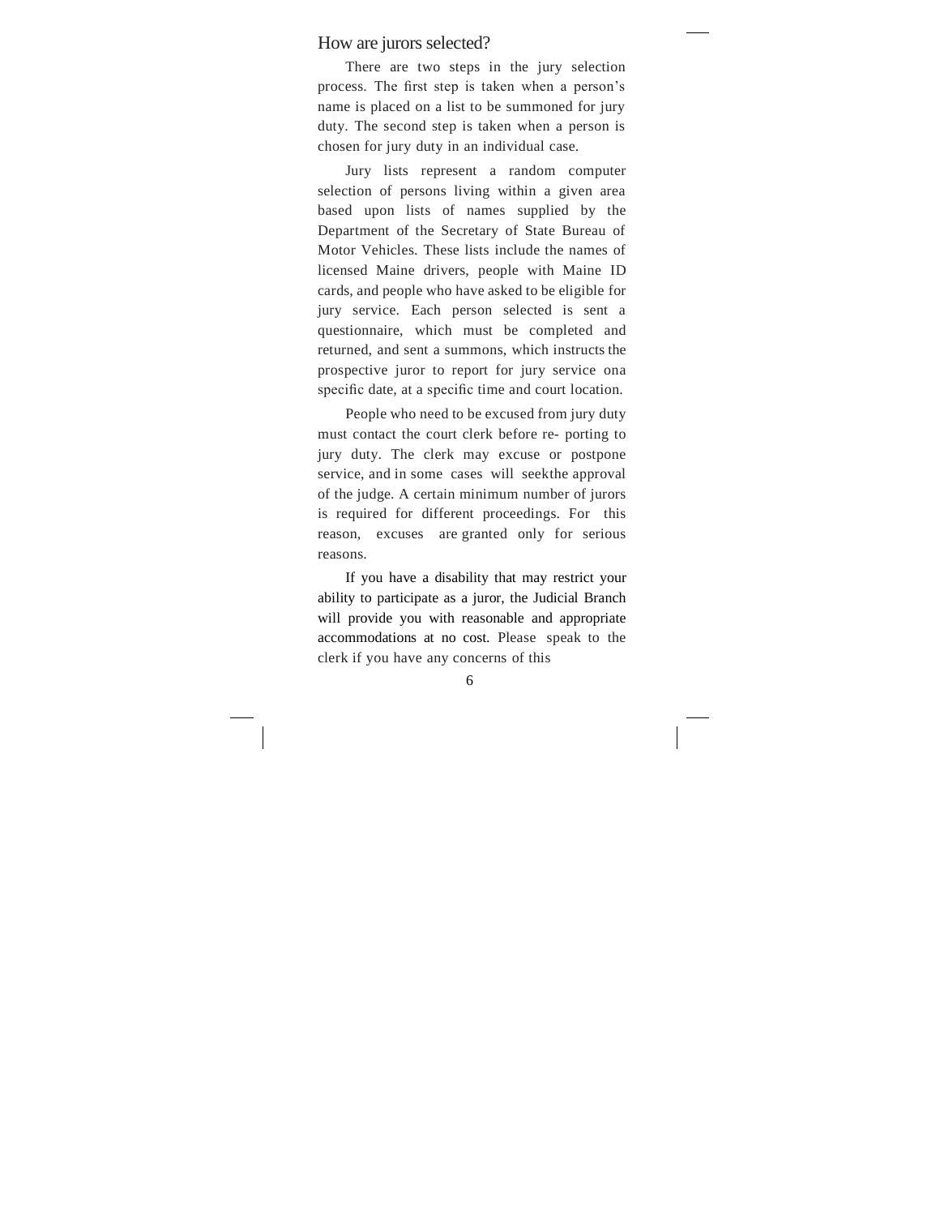## How are jurors selected?

There are two steps in the jury selection process. The first step is taken when a person's name is placed on a list to be summoned for jury duty. The second step is taken when a person is chosen for jury duty in an individual case.

Jury lists represent a random computer selection of persons living within a given area based upon lists of names supplied by the Department of the Secretary of State Bureau of Motor Vehicles. These lists include the names of licensed Maine drivers, people with Maine ID cards, and people who have asked to be eligible for jury service. Each person selected is sent a questionnaire, which must be completed and returned, and sent a summons, which instructs the prospective juror to report for jury service ona specific date, at a specific time and court location.

People who need to be excused from jury duty must contact the court clerk before re- porting to jury duty. The clerk may excuse or postpone service, and in some cases will seekthe approval of the judge. A certain minimum number of jurors is required for different proceedings. For this reason, excuses are granted only for serious reasons.

If you have a disability that may restrict your ability to participate as a juror, the Judicial Branch will provide you with reasonable and appropriate accommodations at no cost. Please speak to the clerk if you have any concerns of this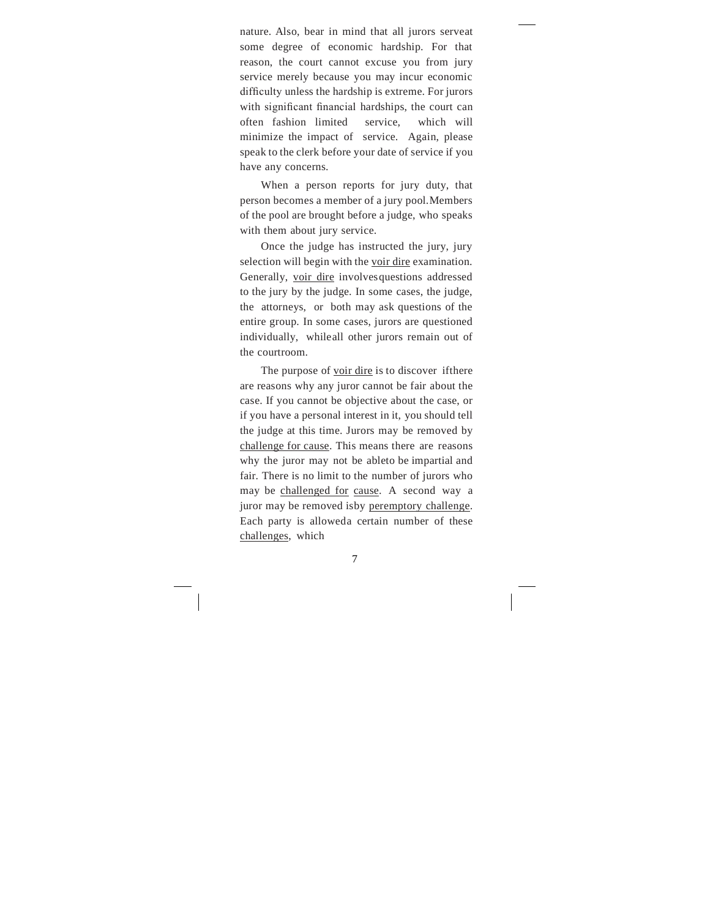nature. Also, bear in mind that all jurors serveat some degree of economic hardship. For that reason, the court cannot excuse you from jury service merely because you may incur economic difficulty unless the hardship is extreme. For jurors with significant financial hardships, the court can often fashion limited service, which will minimize the impact of service. Again, please speak to the clerk before your date of service if you have any concerns.

When a person reports for jury duty, that person becomes a member of a jury pool. Members of the pool are brought before a judge, who speaks with them about jury service.

Once the judge has instructed the jury, jury selection will begin with the <u>voir dire</u> examination. Generally, <u>voir dire</u> involves questions addressed to the jury by the judge. In some cases, the judge, the attorneys, or both may ask questions of the entire group. In some cases, jurors are questioned individually, while all other jurors remain out of the courtroom.

The purpose of <u>voir dire</u> is to discover if there are reasons why any juror cannot be fair about the case. If you cannot be objective about the case, or if you have a personal interest in it, you should tell the judge at this time. Jurors may be removed by <u>challenge for cause</u>. This means there are reasons why the juror may not be able to be impartial and fair. There is no limit to the number of jurors who may be <u>challenged for cause</u>. A second way a juror may be removed is by <u>peremptory challenge</u>. Each party is allowed a certain number of these <u>challenges</u>, which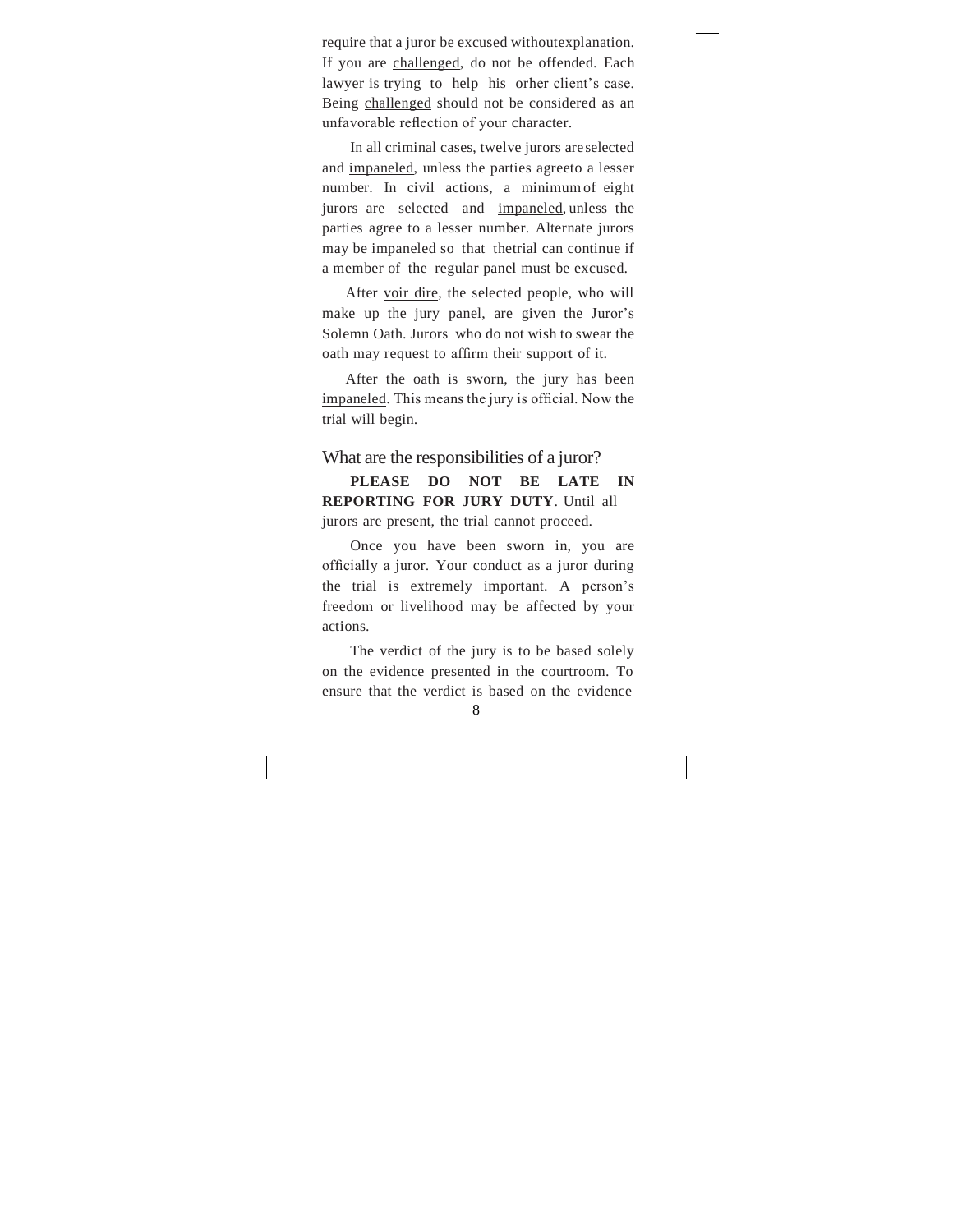require that a juror be excused withoutexplanation. If you are challenged, do not be offended. Each lawyer is trying to help his orher client's case. Being challenged should not be considered as an unfavorable reflection of your character.

In all criminal cases, twelve jurors areselected and impaneled, unless the parties agreeto a lesser number. In civil actions, a minimum of eight jurors are selected and impaneled, unless the parties agree to a lesser number. Alternate jurors may be impaneled so that thetrial can continue if a member of the regular panel must be excused.

After voir dire, the selected people, who will make up the jury panel, are given the Juror's Solemn Oath. Jurors who do not wish to swear the oath may request to affirm their support of it.

After the oath is sworn, the jury has been impaneled. This means the jury is official. Now the trial will begin.

## What are the responsibilities of a juror?

**PLEASE DO NOT BE LATE IN REPORTING FOR JURY DUTY**. Until all jurors are present, the trial cannot proceed.

Once you have been sworn in, you are officially a juror. Your conduct as a juror during the trial is extremely important. A person's freedom or livelihood may be affected by your actions.

The verdict of the jury is to be based solely on the evidence presented in the courtroom. To ensure that the verdict is based on the evidence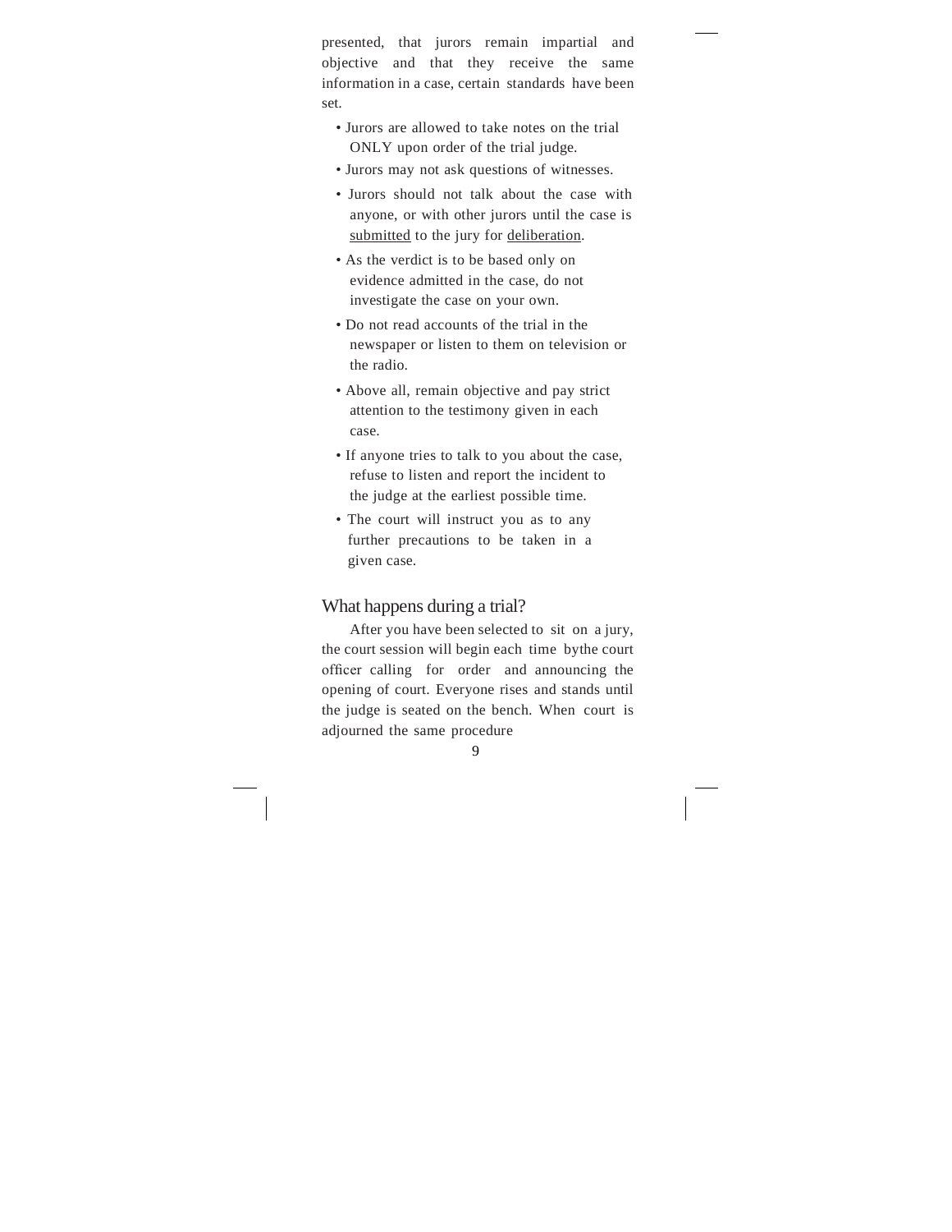presented, that jurors remain impartial and objective and that they receive the same information in a case, certain standards have been set.

- Jurors are allowed to take notes on the trial ONLY upon order of the trial judge.
- Jurors may not ask questions of witnesses.
- Jurors should not talk about the case with anyone, or with other jurors until the case is <u>submitted</u> to the jury for <u>deliberation</u>.
- As the verdict is to be based only on evidence admitted in the case, do not investigate the case on your own.
- Do not read accounts of the trial in the newspaper or listen to them on television or the radio.
- Above all, remain objective and pay strict attention to the testimony given in each case.
- If anyone tries to talk to you about the case, refuse to listen and report the incident to the judge at the earliest possible time.
- The court will instruct you as to any further precautions to be taken in a given case.

## What happens during a trial?

After you have been selected to sit on a jury, the court session will begin each time bythe court officer calling for order and announcing the opening of court. Everyone rises and stands until the judge is seated on the bench. When court is adjourned the same procedure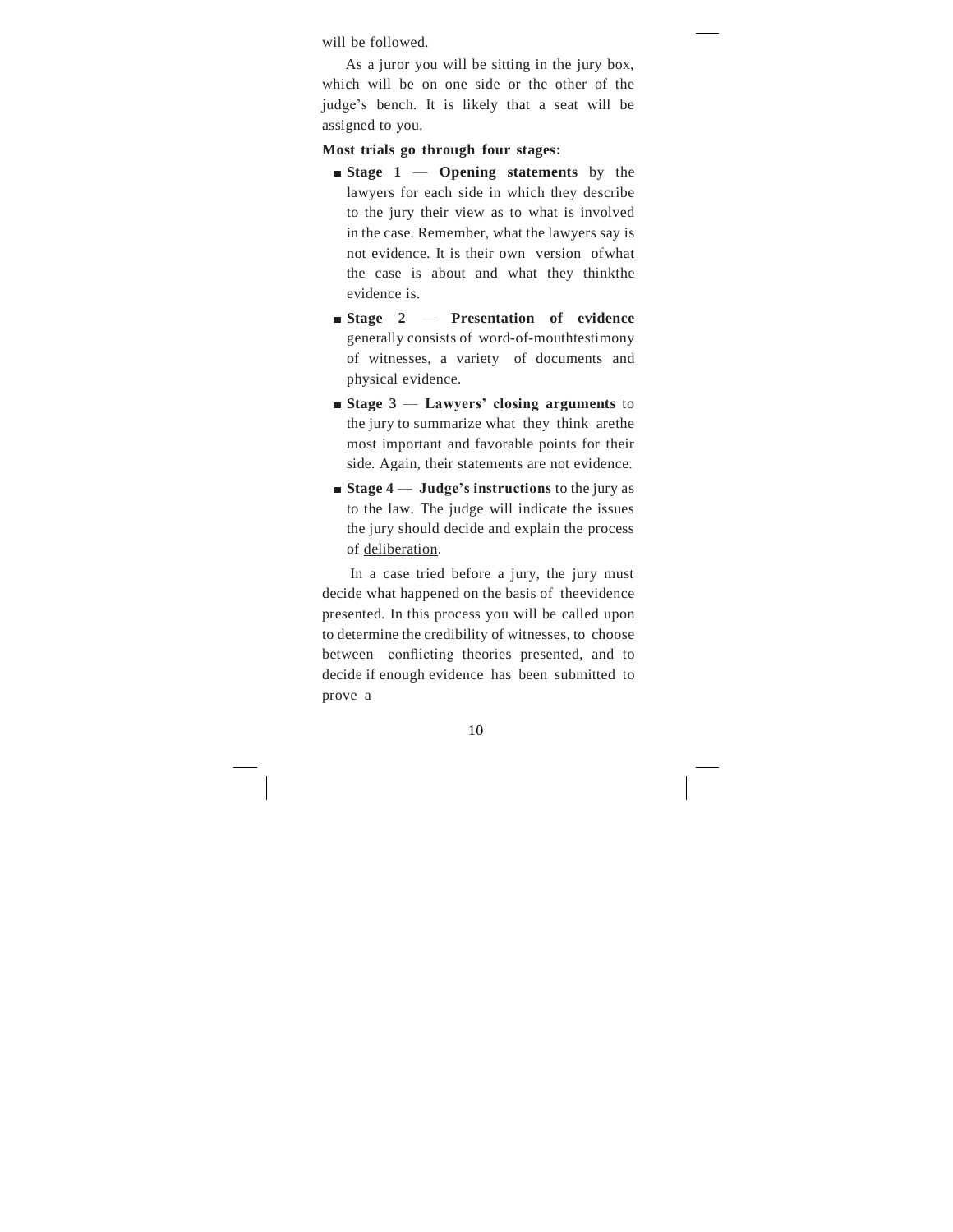will be followed.

As a juror you will be sitting in the jury box, which will be on one side or the other of the judge's bench. It is likely that a seat will be assigned to you.

**Most trials go through four stages:**

- **Stage 1** — **Opening statements** by the lawyers for each side in which they describe to the jury their view as to what is involved in the case. Remember, what the lawyers say is not evidence. It is their own version of what the case is about and what they think the evidence is.
- **Stage 2** — **Presentation of evidence** generally consists of word-of-mouth testimony of witnesses, a variety of documents and physical evidence.
- **Stage 3** — **Lawyers' closing arguments** to the jury to summarize what they think are the most important and favorable points for their side. Again, their statements are not evidence.
- **Stage 4** — **Judge's instructions** to the jury as to the law. The judge will indicate the issues the jury should decide and explain the process of deliberation.

In a case tried before a jury, the jury must decide what happened on the basis of the evidence presented. In this process you will be called upon to determine the credibility of witnesses, to choose between conflicting theories presented, and to decide if enough evidence has been submitted to prove a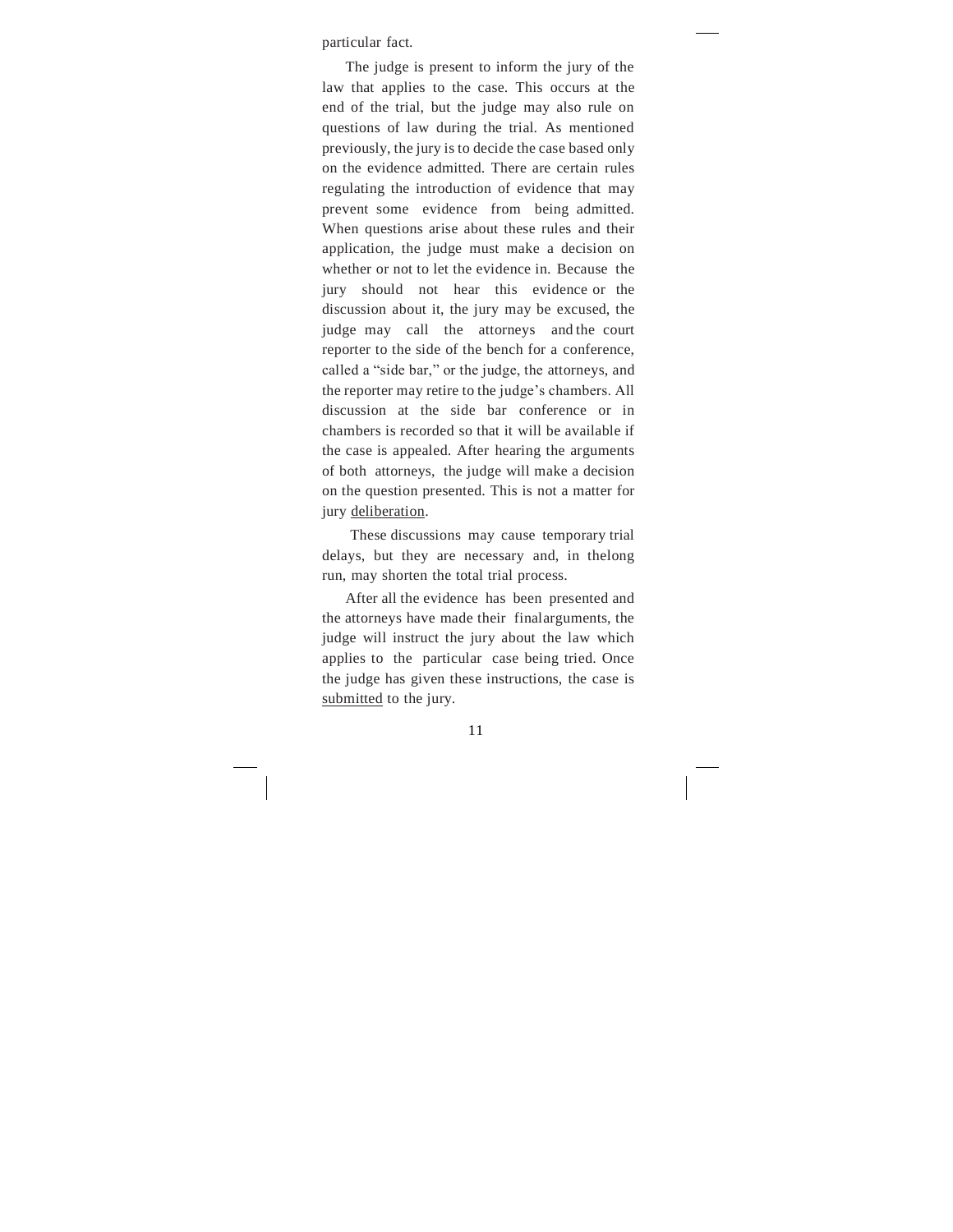particular fact.

The judge is present to inform the jury of the law that applies to the case. This occurs at the end of the trial, but the judge may also rule on questions of law during the trial. As mentioned previously, the jury is to decide the case based only on the evidence admitted. There are certain rules regulating the introduction of evidence that may prevent some evidence from being admitted. When questions arise about these rules and their application, the judge must make a decision on whether or not to let the evidence in. Because the jury should not hear this evidence or the discussion about it, the jury may be excused, the judge may call the attorneys and the court reporter to the side of the bench for a conference, called a "side bar," or the judge, the attorneys, and the reporter may retire to the judge's chambers. All discussion at the side bar conference or in chambers is recorded so that it will be available if the case is appealed. After hearing the arguments of both attorneys, the judge will make a decision on the question presented. This is not a matter for jury deliberation.

These discussions may cause temporary trial delays, but they are necessary and, in thelong run, may shorten the total trial process.

After all the evidence has been presented and the attorneys have made their finalarguments, the judge will instruct the jury about the law which applies to the particular case being tried. Once the judge has given these instructions, the case is submitted to the jury.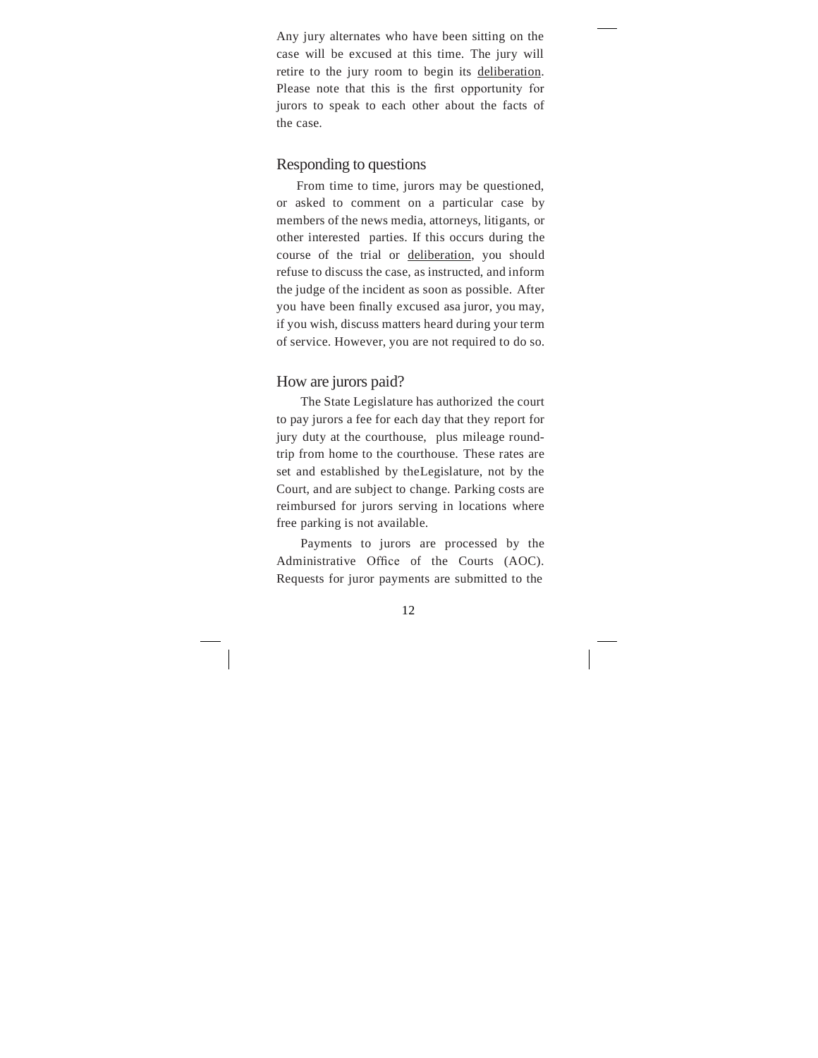Any jury alternates who have been sitting on the case will be excused at this time. The jury will retire to the jury room to begin its <u>deliberation</u>. Please note that this is the first opportunity for jurors to speak to each other about the facts of the case.

## Responding to questions

From time to time, jurors may be questioned, or asked to comment on a particular case by members of the news media, attorneys, litigants, or other interested parties. If this occurs during the course of the trial or <u>deliberation</u>, you should refuse to discuss the case, as instructed, and inform the judge of the incident as soon as possible. After you have been finally excused asa juror, you may, if you wish, discuss matters heard during your term of service. However, you are not required to do so.

## How are jurors paid?

The State Legislature has authorized the court to pay jurors a fee for each day that they report for jury duty at the courthouse, plus mileage round-trip from home to the courthouse. These rates are set and established by theLegislature, not by the Court, and are subject to change. Parking costs are reimbursed for jurors serving in locations where free parking is not available.

Payments to jurors are processed by the Administrative Office of the Courts (AOC). Requests for juror payments are submitted to the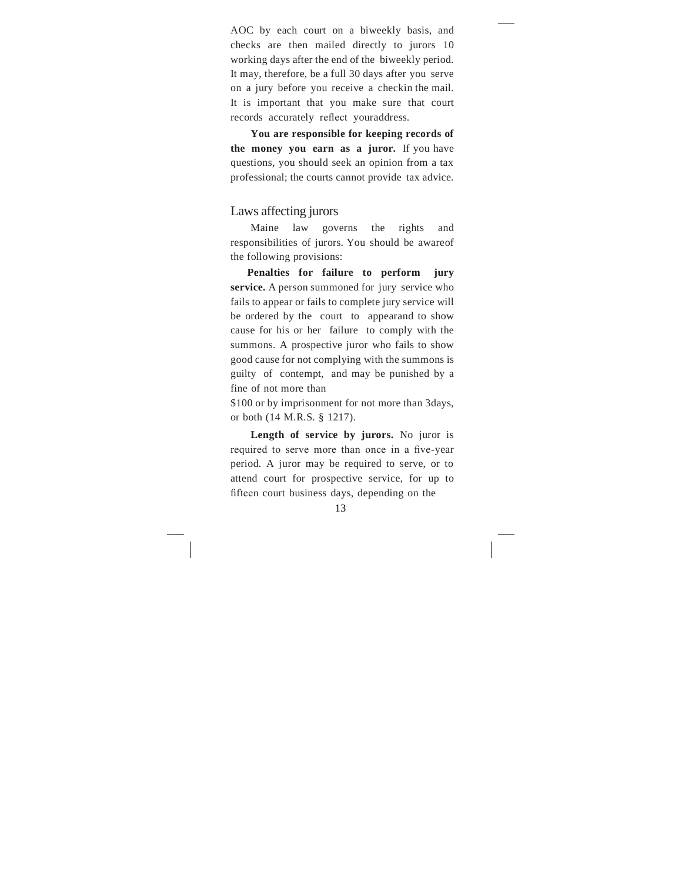AOC by each court on a biweekly basis, and checks are then mailed directly to jurors 10 working days after the end of the biweekly period. It may, therefore, be a full 30 days after you serve on a jury before you receive a checkin the mail. It is important that you make sure that court records accurately reflect youraddress.

**You are responsible for keeping records of the money you earn as a juror.** If you have questions, you should seek an opinion from a tax professional; the courts cannot provide tax advice.

## Laws affecting jurors

Maine law governs the rights and responsibilities of jurors. You should be awareof the following provisions:

**Penalties for failure to perform jury service.** A person summoned for jury service who fails to appear or fails to complete jury service will be ordered by the court to appearand to show cause for his or her failure to comply with the summons. A prospective juror who fails to show good cause for not complying with the summons is guilty of contempt, and may be punished by a fine of not more than $100 or by imprisonment for not more than 3days, or both (14 M.R.S. § 1217).

**Length of service by jurors.** No juror is required to serve more than once in a five-year period. A juror may be required to serve, or to attend court for prospective service, for up to fifteen court business days, depending on the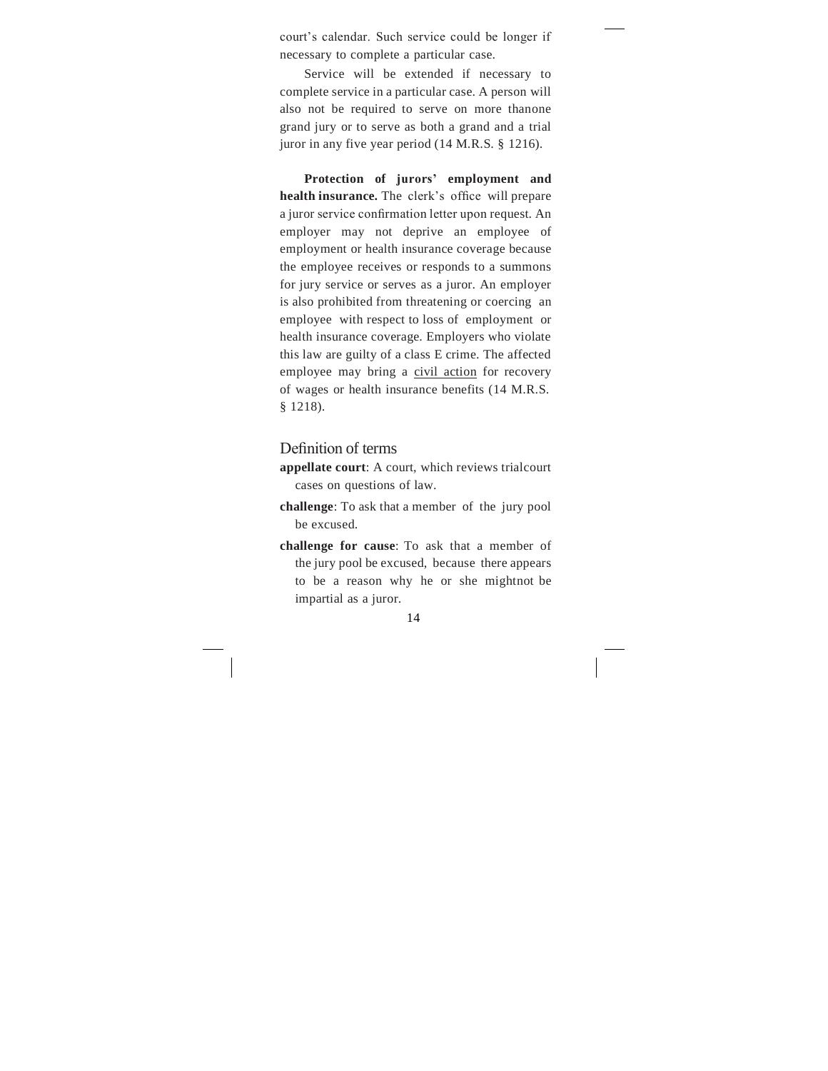court's calendar. Such service could be longer if necessary to complete a particular case.

Service will be extended if necessary to complete service in a particular case. A person will also not be required to serve on more thanone grand jury or to serve as both a grand and a trial juror in any five year period (14 M.R.S. § 1216).

**Protection of jurors' employment and health insurance.** The clerk's office will prepare a juror service confirmation letter upon request. An employer may not deprive an employee of employment or health insurance coverage because the employee receives or responds to a summons for jury service or serves as a juror. An employer is also prohibited from threatening or coercing an employee with respect to loss of employment or health insurance coverage. Employers who violate this law are guilty of a class E crime. The affected employee may bring a civil action for recovery of wages or health insurance benefits (14 M.R.S. § 1218).

## Definition of terms

**appellate court**: A court, which reviews trialcourt cases on questions of law.

**challenge**: To ask that a member of the jury pool be excused.

**challenge for cause**: To ask that a member of the jury pool be excused, because there appears to be a reason why he or she mightnot be impartial as a juror.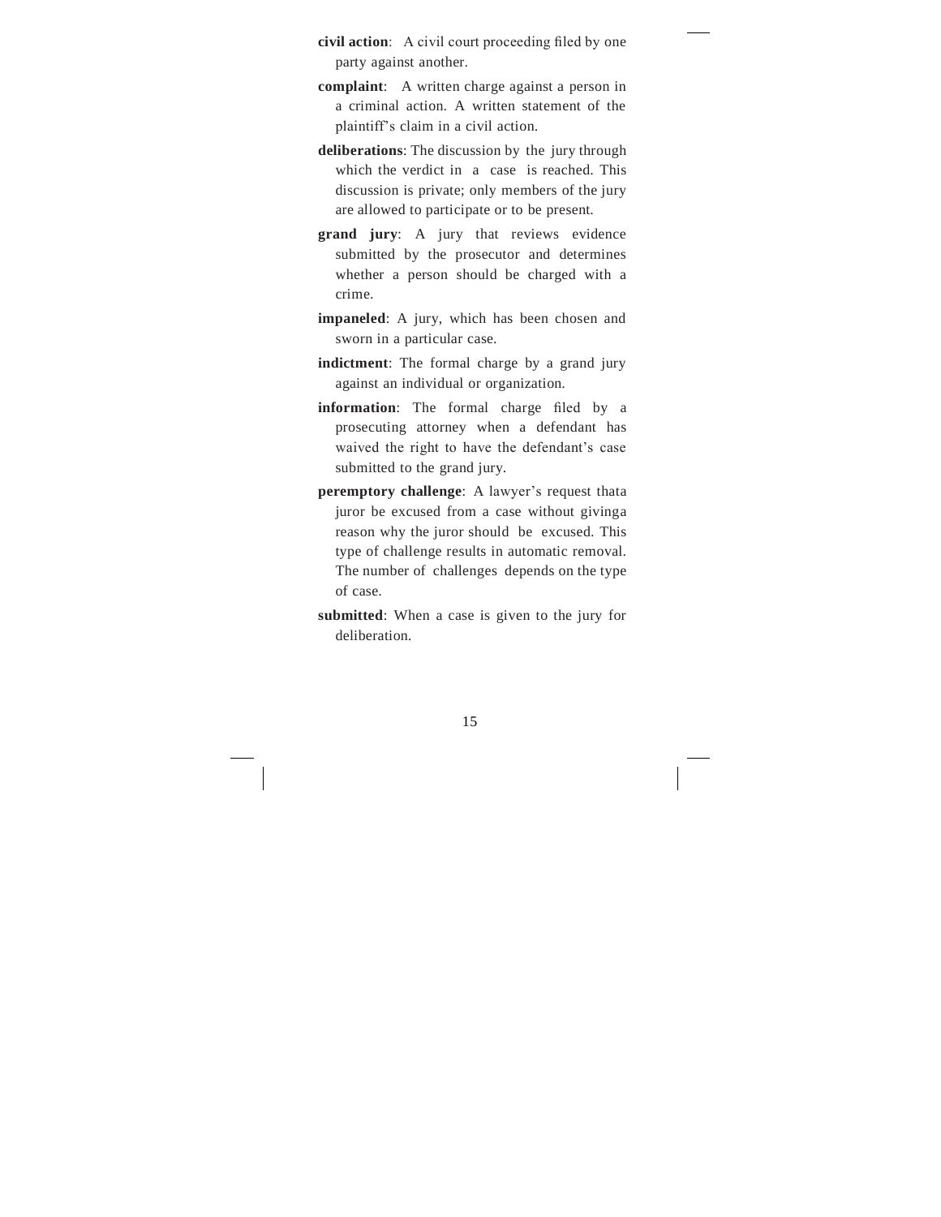**civil action**: A civil court proceeding filed by one party against another.

**complaint**: A written charge against a person in a criminal action. A written statement of the plaintiff's claim in a civil action.

**deliberations**: The discussion by the jury through which the verdict in a case is reached. This discussion is private; only members of the jury are allowed to participate or to be present.

**grand jury**: A jury that reviews evidence submitted by the prosecutor and determines whether a person should be charged with a crime.

**impaneled**: A jury, which has been chosen and sworn in a particular case.

**indictment**: The formal charge by a grand jury against an individual or organization.

**information**: The formal charge filed by a prosecuting attorney when a defendant has waived the right to have the defendant's case submitted to the grand jury.

**peremptory challenge**: A lawyer's request thata juror be excused from a case without givinga reason why the juror should be excused. This type of challenge results in automatic removal. The number of challenges depends on the type of case.

**submitted**: When a case is given to the jury for deliberation.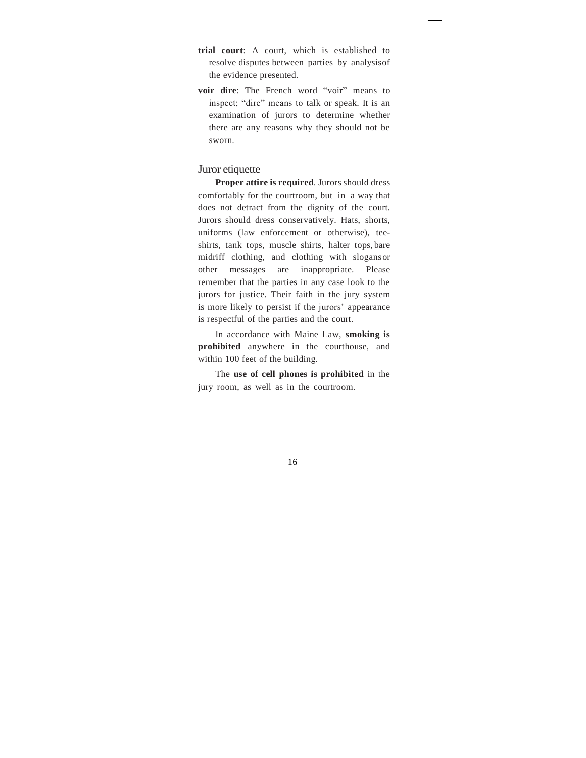**trial court**: A court, which is established to resolve disputes between parties by analysis of the evidence presented.

**voir dire**: The French word "voir" means to inspect; "dire" means to talk or speak. It is an examination of jurors to determine whether there are any reasons why they should not be sworn.

## Juror etiquette

**Proper attire is required**. Jurors should dress comfortably for the courtroom, but in a way that does not detract from the dignity of the court. Jurors should dress conservatively. Hats, shorts, uniforms (law enforcement or otherwise), tee-shirts, tank tops, muscle shirts, halter tops, bare midriff clothing, and clothing with slogans or other messages are inappropriate. Please remember that the parties in any case look to the jurors for justice. Their faith in the jury system is more likely to persist if the jurors' appearance is respectful of the parties and the court.

In accordance with Maine Law, **smoking is prohibited** anywhere in the courthouse, and within 100 feet of the building.

The **use of cell phones is prohibited** in the jury room, as well as in the courtroom.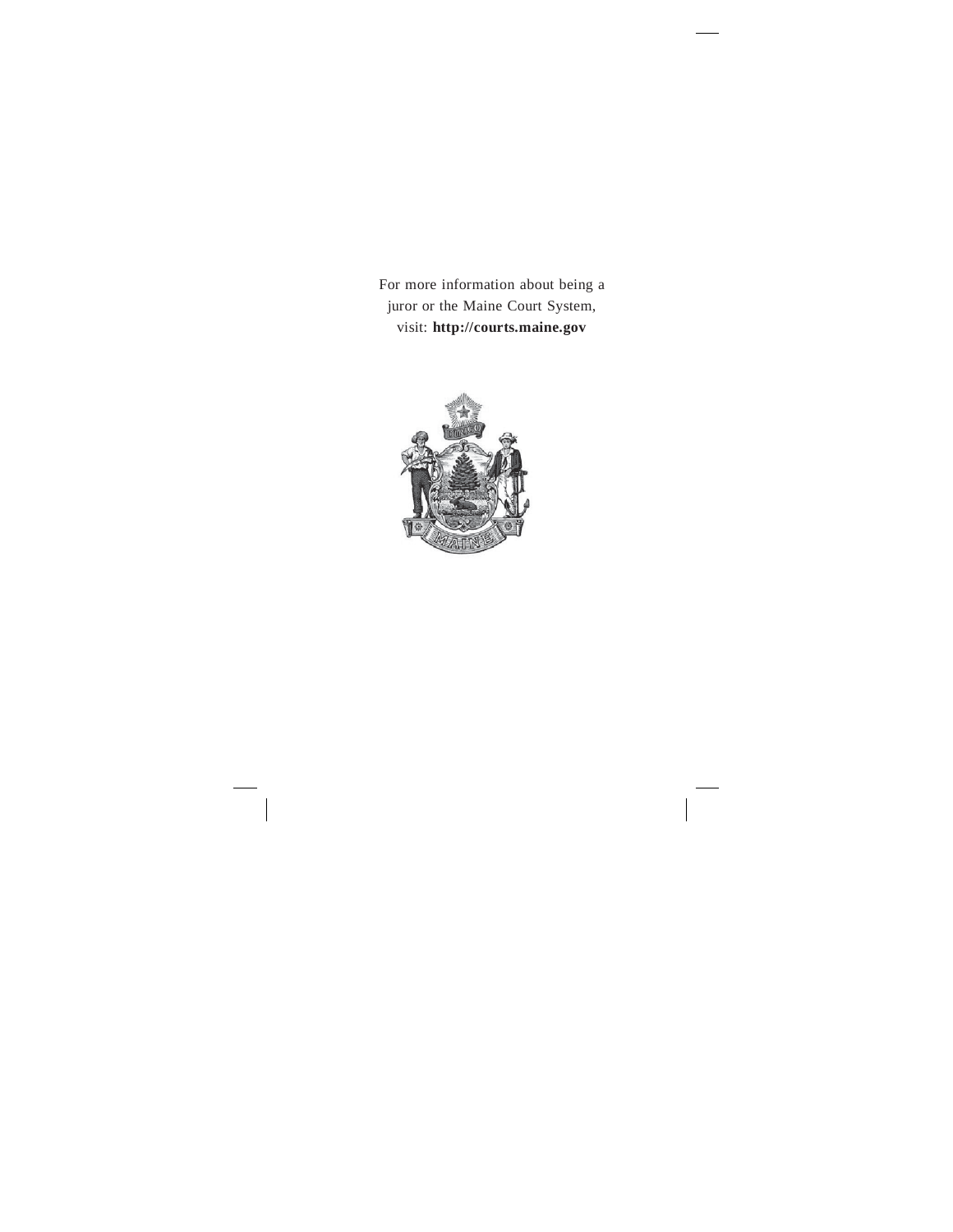For more information about being a juror or the Maine Court System, visit: **http://courts.maine.gov**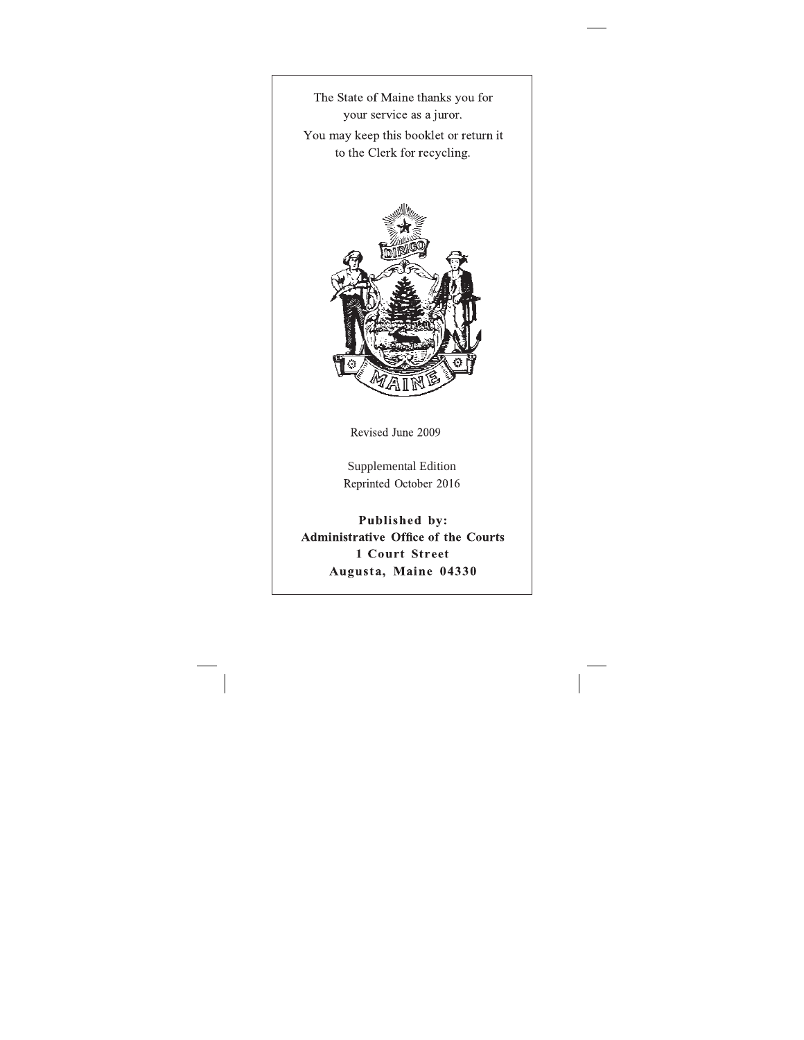The State of Maine thanks you for your service as a juror.

You may keep this booklet or return it to the Clerk for recycling.

Revised June 2009

Supplemental Edition
Reprinted October 2016

**Published by:**
**Administrative Office of the Courts**
**1 Court Street**
**Augusta, Maine 04330**